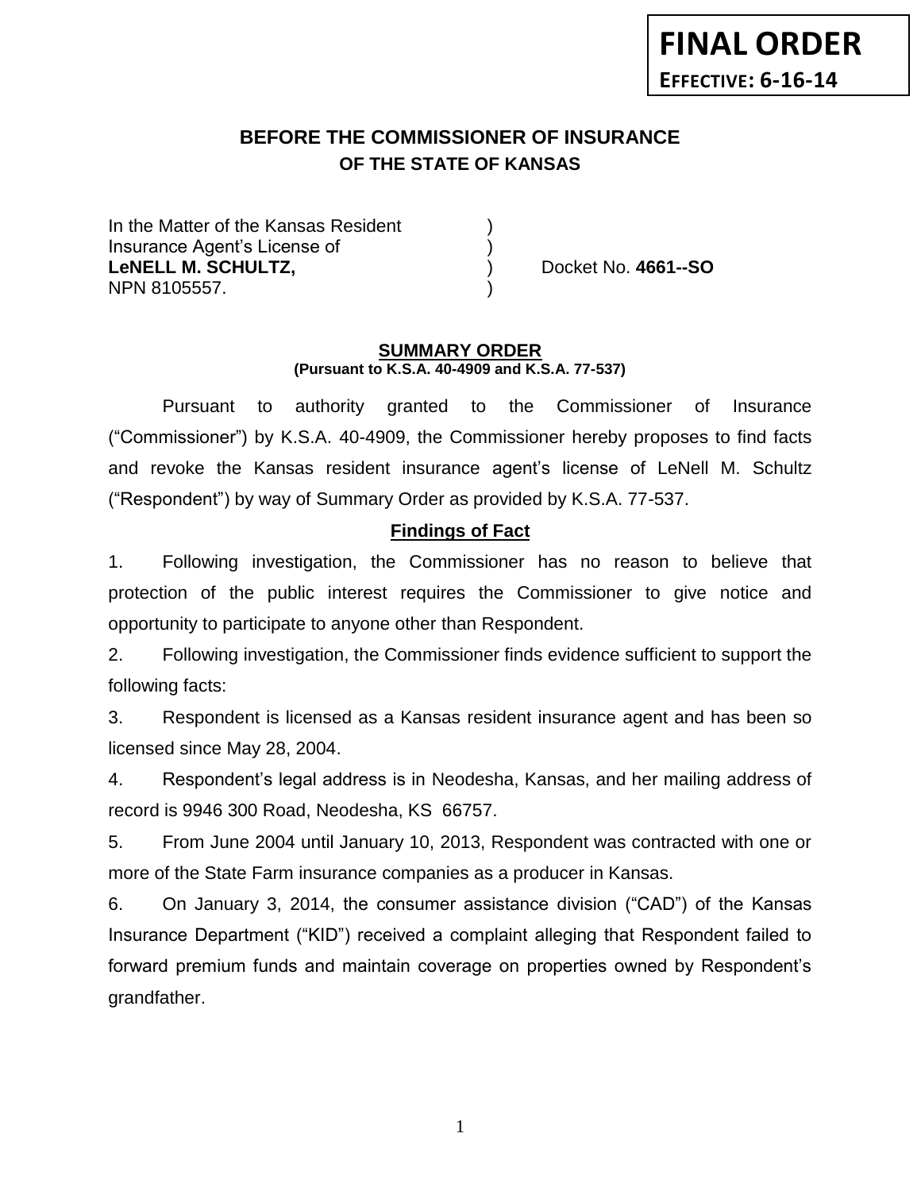**FINAL ORDER**

**EFFECTIVE: 6-16-14**

# BEFORE THE COMMISSIONER OF INSURANCE
## OF THE STATE OF KANSAS

In the Matter of the Kansas Resident )
Insurance Agent's License of )
**LeNELL M. SCHULTZ,** ) Docket No. **4661--SO**
NPN 8105557. )

## SUMMARY ORDER
**(Pursuant to K.S.A. 40-4909 and K.S.A. 77-537)**

Pursuant to authority granted to the Commissioner of Insurance ("Commissioner") by K.S.A. 40-4909, the Commissioner hereby proposes to find facts and revoke the Kansas resident insurance agent's license of LeNell M. Schultz ("Respondent") by way of Summary Order as provided by K.S.A. 77-537.

### Findings of Fact

1. Following investigation, the Commissioner has no reason to believe that protection of the public interest requires the Commissioner to give notice and opportunity to participate to anyone other than Respondent.

2. Following investigation, the Commissioner finds evidence sufficient to support the following facts:

3. Respondent is licensed as a Kansas resident insurance agent and has been so licensed since May 28, 2004.

4. Respondent's legal address is in Neodesha, Kansas, and her mailing address of record is 9946 300 Road, Neodesha, KS 66757.

5. From June 2004 until January 10, 2013, Respondent was contracted with one or more of the State Farm insurance companies as a producer in Kansas.

6. On January 3, 2014, the consumer assistance division ("CAD") of the Kansas Insurance Department ("KID") received a complaint alleging that Respondent failed to forward premium funds and maintain coverage on properties owned by Respondent's grandfather.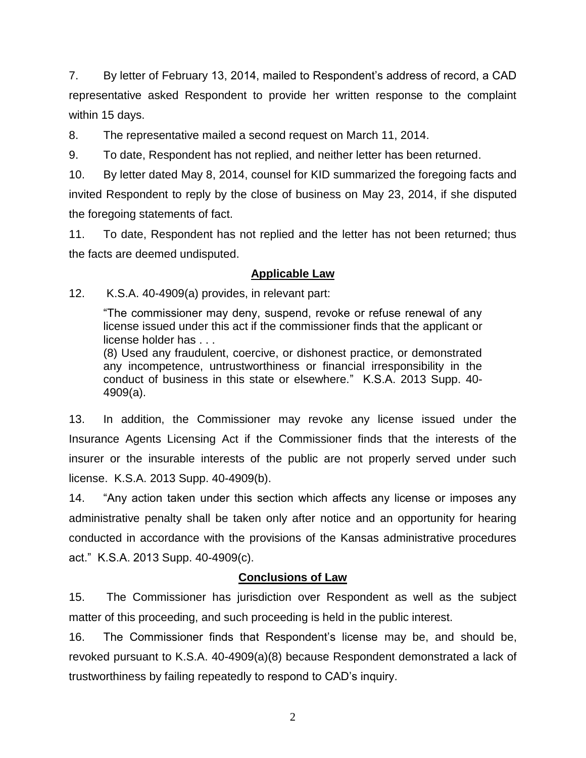7. By letter of February 13, 2014, mailed to Respondent's address of record, a CAD representative asked Respondent to provide her written response to the complaint within 15 days.

8. The representative mailed a second request on March 11, 2014.

9. To date, Respondent has not replied, and neither letter has been returned.

10. By letter dated May 8, 2014, counsel for KID summarized the foregoing facts and invited Respondent to reply by the close of business on May 23, 2014, if she disputed the foregoing statements of fact.

11. To date, Respondent has not replied and the letter has not been returned; thus the facts are deemed undisputed.

## Applicable Law

12. K.S.A. 40-4909(a) provides, in relevant part:

> "The commissioner may deny, suspend, revoke or refuse renewal of any license issued under this act if the commissioner finds that the applicant or license holder has . . .
> (8) Used any fraudulent, coercive, or dishonest practice, or demonstrated any incompetence, untrustworthiness or financial irresponsibility in the conduct of business in this state or elsewhere." K.S.A. 2013 Supp. 40-4909(a).

13. In addition, the Commissioner may revoke any license issued under the Insurance Agents Licensing Act if the Commissioner finds that the interests of the insurer or the insurable interests of the public are not properly served under such license. K.S.A. 2013 Supp. 40-4909(b).

14. "Any action taken under this section which affects any license or imposes any administrative penalty shall be taken only after notice and an opportunity for hearing conducted in accordance with the provisions of the Kansas administrative procedures act." K.S.A. 2013 Supp. 40-4909(c).

## Conclusions of Law

15. The Commissioner has jurisdiction over Respondent as well as the subject matter of this proceeding, and such proceeding is held in the public interest.

16. The Commissioner finds that Respondent's license may be, and should be, revoked pursuant to K.S.A. 40-4909(a)(8) because Respondent demonstrated a lack of trustworthiness by failing repeatedly to respond to CAD's inquiry.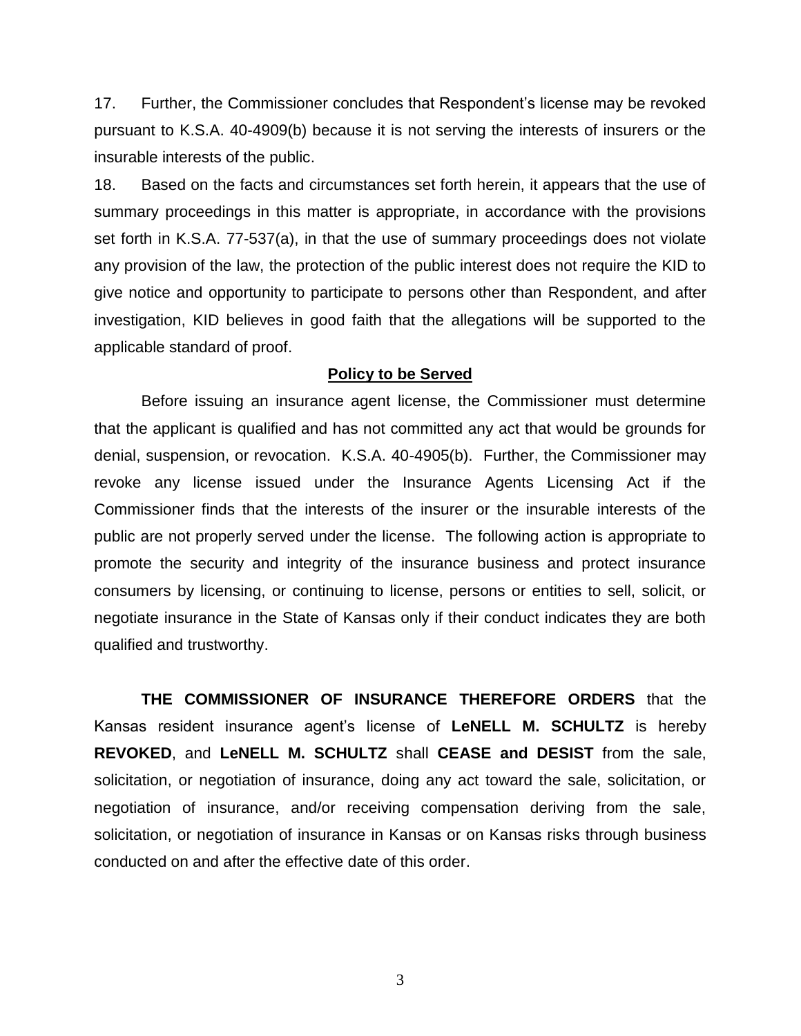17. Further, the Commissioner concludes that Respondent's license may be revoked pursuant to K.S.A. 40-4909(b) because it is not serving the interests of insurers or the insurable interests of the public.

18. Based on the facts and circumstances set forth herein, it appears that the use of summary proceedings in this matter is appropriate, in accordance with the provisions set forth in K.S.A. 77-537(a), in that the use of summary proceedings does not violate any provision of the law, the protection of the public interest does not require the KID to give notice and opportunity to participate to persons other than Respondent, and after investigation, KID believes in good faith that the allegations will be supported to the applicable standard of proof.

## Policy to be Served

Before issuing an insurance agent license, the Commissioner must determine that the applicant is qualified and has not committed any act that would be grounds for denial, suspension, or revocation. K.S.A. 40-4905(b). Further, the Commissioner may revoke any license issued under the Insurance Agents Licensing Act if the Commissioner finds that the interests of the insurer or the insurable interests of the public are not properly served under the license. The following action is appropriate to promote the security and integrity of the insurance business and protect insurance consumers by licensing, or continuing to license, persons or entities to sell, solicit, or negotiate insurance in the State of Kansas only if their conduct indicates they are both qualified and trustworthy.

**THE COMMISSIONER OF INSURANCE THEREFORE ORDERS** that the Kansas resident insurance agent's license of **LeNELL M. SCHULTZ** is hereby **REVOKED**, and **LeNELL M. SCHULTZ** shall **CEASE and DESIST** from the sale, solicitation, or negotiation of insurance, doing any act toward the sale, solicitation, or negotiation of insurance, and/or receiving compensation deriving from the sale, solicitation, or negotiation of insurance in Kansas or on Kansas risks through business conducted on and after the effective date of this order.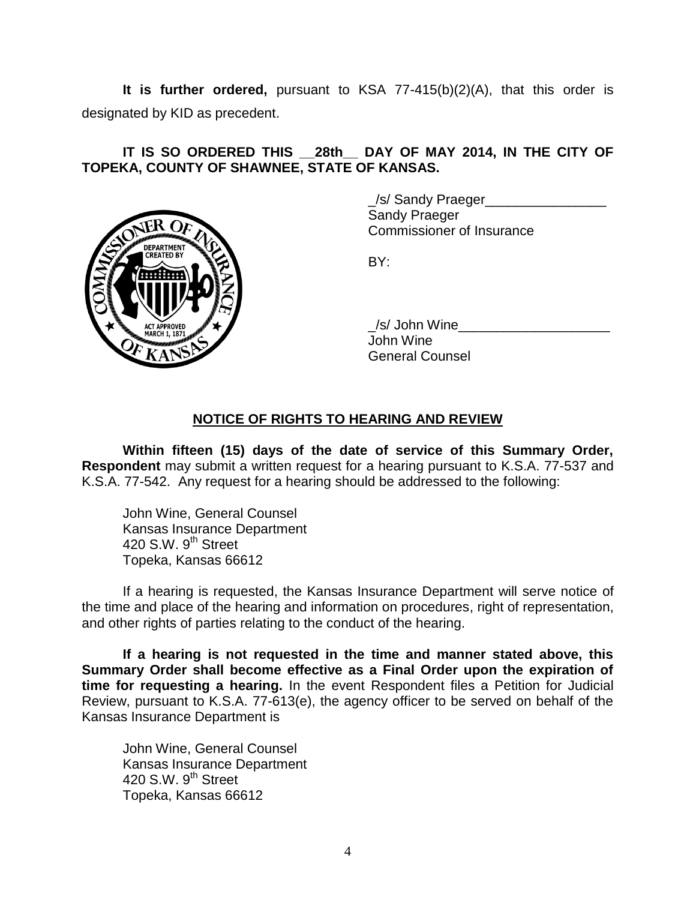**It is further ordered,** pursuant to KSA 77-415(b)(2)(A), that this order is designated by KID as precedent.

**IT IS SO ORDERED THIS __28th__ DAY OF MAY 2014, IN THE CITY OF TOPEKA, COUNTY OF SHAWNEE, STATE OF KANSAS.**

_/s/ Sandy Praeger________________
Sandy Praeger
Commissioner of Insurance

BY:

_/s/ John Wine____________________
John Wine
General Counsel

## NOTICE OF RIGHTS TO HEARING AND REVIEW

**Within fifteen (15) days of the date of service of this Summary Order, Respondent** may submit a written request for a hearing pursuant to K.S.A. 77-537 and K.S.A. 77-542. Any request for a hearing should be addressed to the following:

John Wine, General Counsel
Kansas Insurance Department
420 S.W. 9th Street
Topeka, Kansas 66612

If a hearing is requested, the Kansas Insurance Department will serve notice of the time and place of the hearing and information on procedures, right of representation, and other rights of parties relating to the conduct of the hearing.

**If a hearing is not requested in the time and manner stated above, this Summary Order shall become effective as a Final Order upon the expiration of time for requesting a hearing.** In the event Respondent files a Petition for Judicial Review, pursuant to K.S.A. 77-613(e), the agency officer to be served on behalf of the Kansas Insurance Department is

John Wine, General Counsel
Kansas Insurance Department
420 S.W. 9th Street
Topeka, Kansas 66612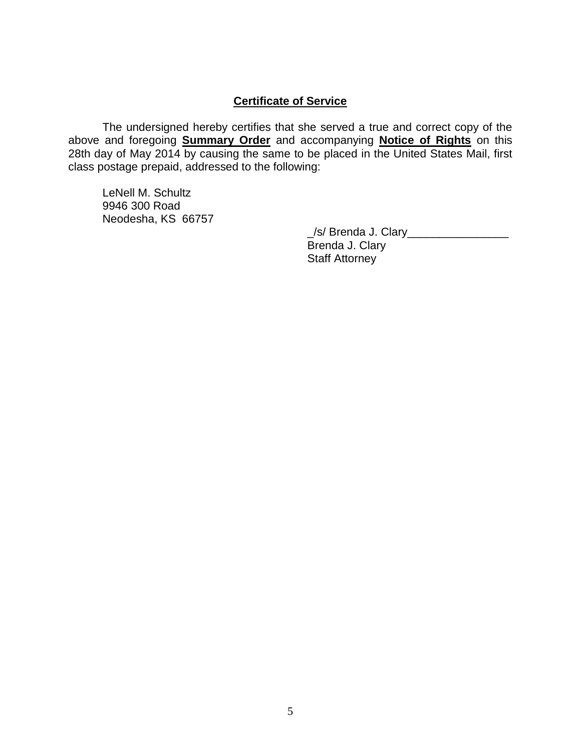**Certificate of Service**

The undersigned hereby certifies that she served a true and correct copy of the above and foregoing **Summary Order** and accompanying **Notice of Rights** on this 28th day of May 2014 by causing the same to be placed in the United States Mail, first class postage prepaid, addressed to the following:

LeNell M. Schultz
9946 300 Road
Neodesha, KS 66757

_/s/ Brenda J. Clary________________
Brenda J. Clary
Staff Attorney